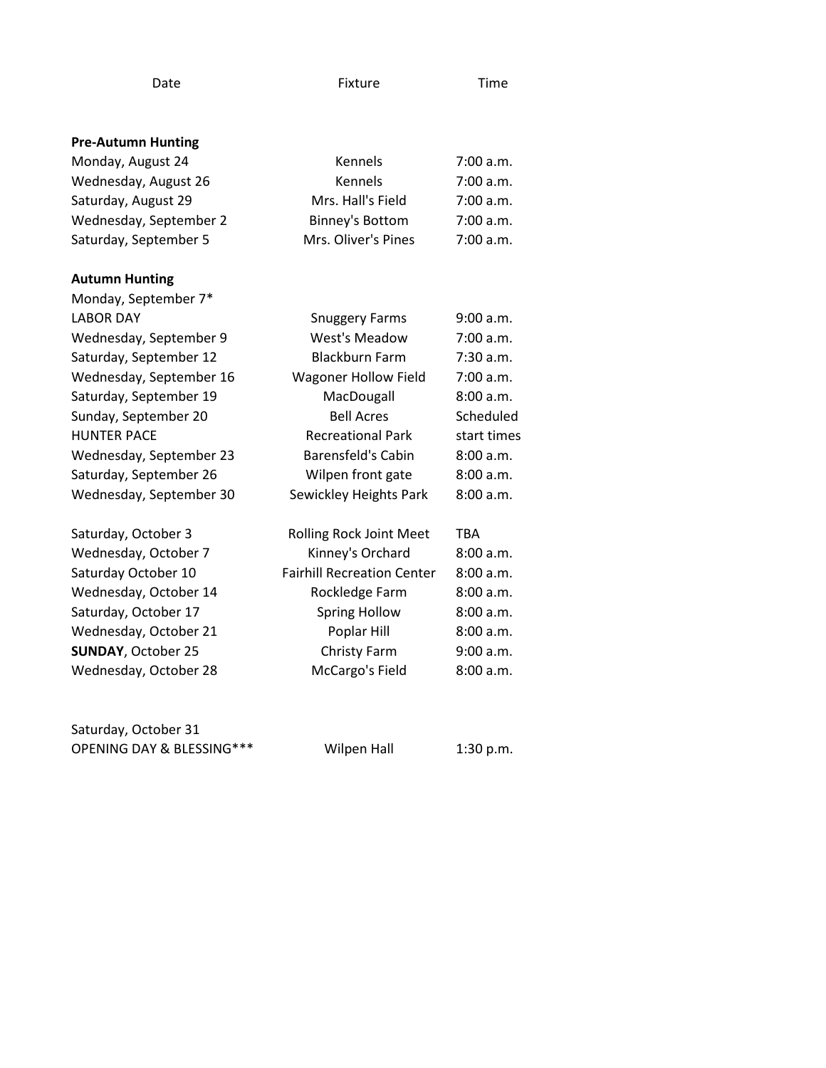| Date | Fixture | Time |
| --- | --- | --- |
| **Pre-Autumn Hunting** | | |
| Monday, August 24 | Kennels | 7:00 a.m. |
| Wednesday, August 26 | Kennels | 7:00 a.m. |
| Saturday, August 29 | Mrs. Hall's Field | 7:00 a.m. |
| Wednesday, September 2 | Binney's Bottom | 7:00 a.m. |
| Saturday, September 5 | Mrs. Oliver's Pines | 7:00 a.m. |
| **Autumn Hunting** | | |
| Monday, September 7* LABOR DAY | Snuggery Farms | 9:00 a.m. |
| Wednesday, September 9 | West's Meadow | 7:00 a.m. |
| Saturday, September 12 | Blackburn Farm | 7:30 a.m. |
| Wednesday, September 16 | Wagoner Hollow Field | 7:00 a.m. |
| Saturday, September 19 | MacDougall | 8:00 a.m. |
| Sunday, September 20 HUNTER PACE | Bell Acres Recreational Park | Scheduled start times |
| Wednesday, September 23 | Barensfeld's Cabin | 8:00 a.m. |
| Saturday, September 26 | Wilpen front gate | 8:00 a.m. |
| Wednesday, September 30 | Sewickley Heights Park | 8:00 a.m. |
| Saturday, October 3 | Rolling Rock Joint Meet | TBA |
| Wednesday, October 7 | Kinney's Orchard | 8:00 a.m. |
| Saturday October 10 | Fairhill Recreation Center | 8:00 a.m. |
| Wednesday, October 14 | Rockledge Farm | 8:00 a.m. |
| Saturday, October 17 | Spring Hollow | 8:00 a.m. |
| Wednesday, October 21 | Poplar Hill | 8:00 a.m. |
| **SUNDAY**, October 25 | Christy Farm | 9:00 a.m. |
| Wednesday, October 28 | McCargo's Field | 8:00 a.m. |
| Saturday, October 31 OPENING DAY & BLESSING*** | Wilpen Hall | 1:30 p.m. |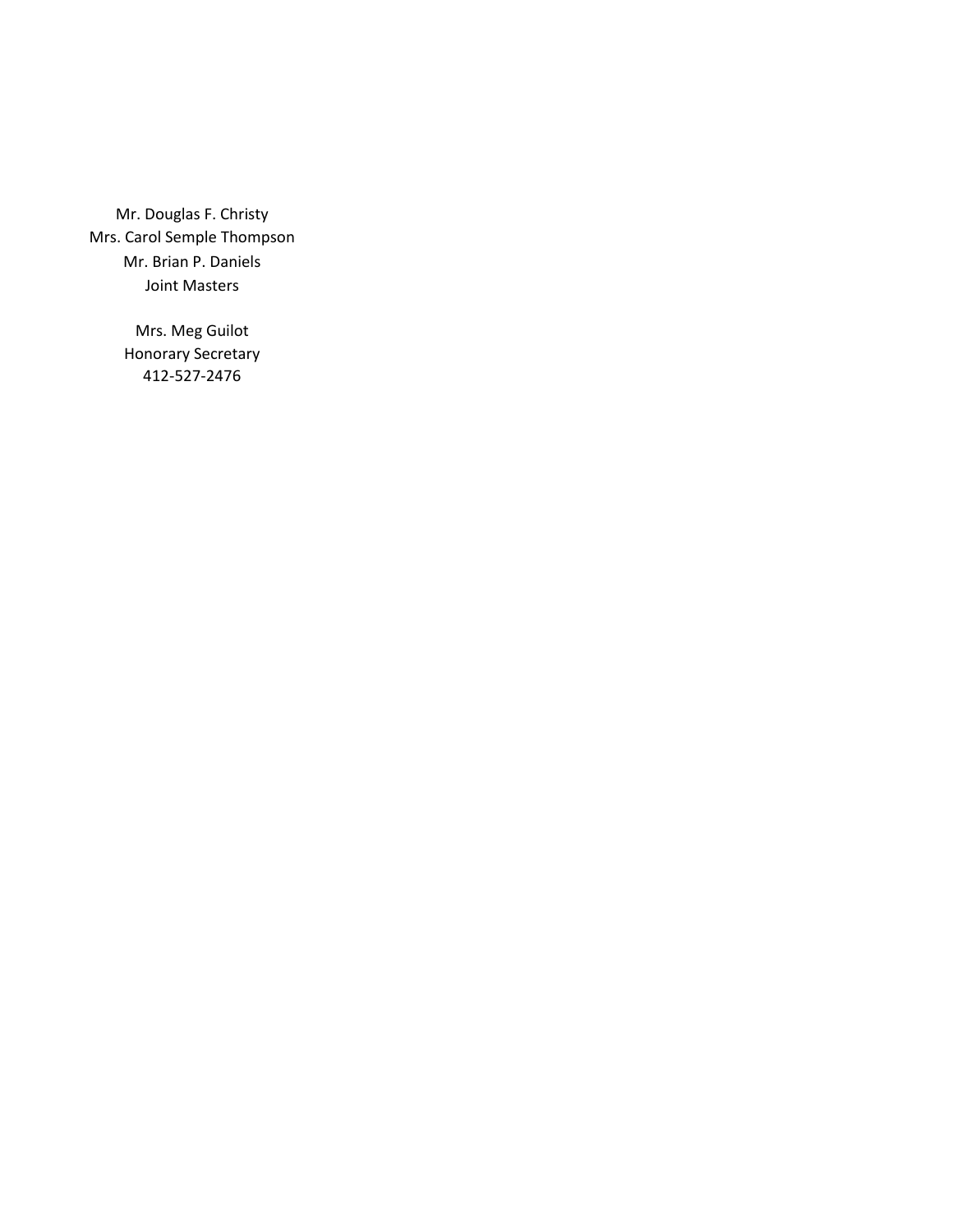Mr. Douglas F. Christy
Mrs. Carol Semple Thompson
Mr. Brian P. Daniels
Joint Masters

Mrs. Meg Guilot
Honorary Secretary
412-527-2476